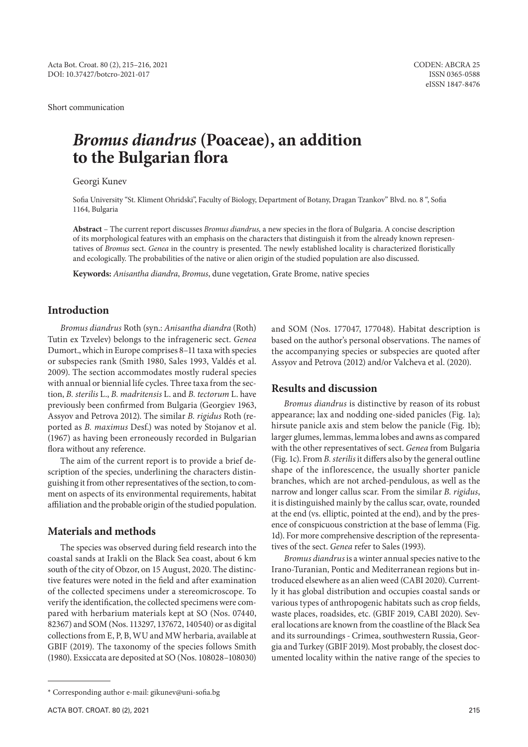Short communication

# *Bromus diandrus* (Poaceae), an addition to the Bulgarian flora

Georgi Kunev

Sofia University "St. Kliment Ohridski", Faculty of Biology, Department of Botany, Dragan Tzankov" Blvd. no. 8 ", Sofia 1164, Bulgaria

**Abstract** – The current report discusses *Bromus diandrus,* a new species in the flora of Bulgaria. A concise description of its morphological features with an emphasis on the characters that distinguish it from the already known representatives of *Bromus* sect. *Genea* in the country is presented. The newly established locality is characterized floristically and ecologically. The probabilities of the native or alien origin of the studied population are also discussed.

**Keywords:** *Anisantha diandra*, *Bromus*, dune vegetation, Grate Brome, native species

## Introduction

*Bromus diandrus* Roth (syn.: *Anisantha diandra* (Roth) Tutin ex Tzvelev) belongs to the infrageneric sect. *Genea* Dumort., which in Europe comprises 8–11 taxa with species or subspecies rank (Smith 1980, Sales 1993, Valdés et al. 2009). The section accommodates mostly ruderal species with annual or biennial life cycles. Three taxa from the section, *B. sterilis* L., *B. madritensis* L. and *B. tectorum* L. have previously been confirmed from Bulgaria (Georgiev 1963, Assyov and Petrova 2012). The similar *B. rigidus* Roth (reported as *B. maximus* Desf.) was noted by Stojanov et al. (1967) as having been erroneously recorded in Bulgarian flora without any reference.

The aim of the current report is to provide a brief description of the species, underlining the characters distinguishing it from other representatives of the section, to comment on aspects of its environmental requirements, habitat affiliation and the probable origin of the studied population.

## Materials and methods

The species was observed during field research into the coastal sands at Irakli on the Black Sea coast, about 6 km south of the city of Obzor, on 15 August, 2020. The distinctive features were noted in the field and after examination of the collected specimens under a stereomicroscope. To verify the identification, the collected specimens were compared with herbarium materials kept at SO (Nos. 07440, 82367) and SOM (Nos. 113297, 137672, 140540) or as digital collections from E, P, B, WU and MW herbaria, available at GBIF (2019). The taxonomy of the species follows Smith (1980). Exsiccata are deposited at SO (Nos. 108028–108030) and SOM (Nos. 177047, 177048). Habitat description is based on the author's personal observations. The names of the accompanying species or subspecies are quoted after Assyov and Petrova (2012) and/or Valcheva et al. (2020).

## Results and discussion

*Bromus diandrus* is distinctive by reason of its robust appearance; lax and nodding one-sided panicles (Fig. 1a); hirsute panicle axis and stem below the panicle (Fig. 1b); larger glumes, lemmas, lemma lobes and awns as compared with the other representatives of sect. *Genea* from Bulgaria (Fig. 1c). From *B. sterilis* it differs also by the general outline shape of the inflorescence, the usually shorter panicle branches, which are not arched-pendulous, as well as the narrow and longer callus scar. From the similar *B. rigidus*, it is distinguished mainly by the callus scar, ovate, rounded at the end (vs. elliptic, pointed at the end), and by the presence of conspicuous constriction at the base of lemma (Fig. 1d). For more comprehensive description of the representatives of the sect. *Genea* refer to Sales (1993).

*Bromus diandrus* is a winter annual species native to the Irano-Turanian, Pontic and Mediterranean regions but introduced elsewhere as an alien weed (CABI 2020). Currently it has global distribution and occupies coastal sands or various types of anthropogenic habitats such as crop fields, waste places, roadsides, etc. (GBIF 2019, CABI 2020). Several locations are known from the coastline of the Black Sea and its surroundings - Crimea, southwestern Russia, Georgia and Turkey (GBIF 2019). Most probably, the closest documented locality within the native range of the species to

\* Corresponding author e-mail: gikunev@uni-sofia.bg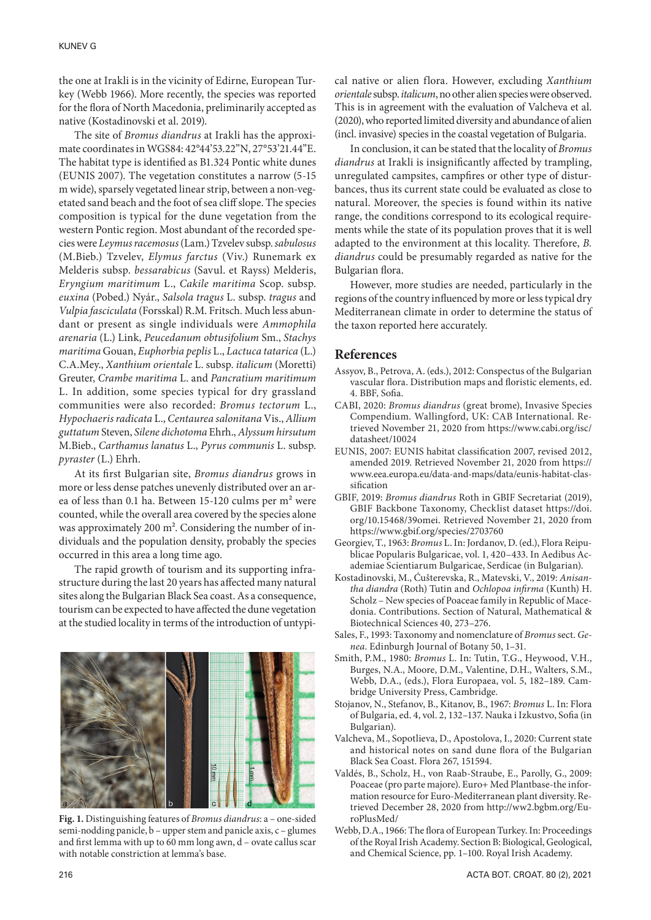the one at Irakli is in the vicinity of Edirne, European Turkey (Webb 1966). More recently, the species was reported for the flora of North Macedonia, preliminarily accepted as native (Kostadinovski et al. 2019).

The site of *Bromus diandrus* at Irakli has the approximate coordinates in WGS84: 42°44'53.22"N, 27°53'21.44"E. The habitat type is identified as B1.324 Pontic white dunes (EUNIS 2007). The vegetation constitutes a narrow (5-15 m wide), sparsely vegetated linear strip, between a non-vegetated sand beach and the foot of sea cliff slope. The species composition is typical for the dune vegetation from the western Pontic region. Most abundant of the recorded species were *Leymus racemosus* (Lam.) Tzvelev subsp. *sabulosus* (M.Bieb.) Tzvelev, *Elymus farctus* (Viv.) Runemark ex Melderis subsp. *bessarabicus* (Savul. et Rayss) Melderis, *Eryngium maritimum* L., *Cakile maritima* Scop. subsp. *euxina* (Pobed.) Nyár., *Salsola tragus* L. subsp. *tragus* and *Vulpia fasciculata* (Forsskal) R.M. Fritsch. Much less abundant or present as single individuals were *Ammophila arenaria* (L.) Link, *Peucedanum obtusifolium* Sm., *Stachys maritima* Gouan, *Euphorbia peplis* L., *Lactuca tatarica* (L.) C.A.Mey., *Xanthium orientale* L. subsp. *italicum* (Moretti) Greuter, *Crambe maritima* L. and *Pancratium maritimum* L. In addition, some species typical for dry grassland communities were also recorded: *Bromus tectorum* L., *Hypochaeris radicata* L., *Centaurea salonitana* Vis., *Allium guttatum* Steven, *Silene dichotoma* Ehrh., *Alyssum hirsutum* M.Bieb., *Carthamus lanatus* L., *Pyrus communis* L. subsp. *pyraster* (L.) Ehrh.

At its first Bulgarian site, *Bromus diandrus* grows in more or less dense patches unevenly distributed over an area of less than 0.1 ha. Between 15-120 culms per m² were counted, while the overall area covered by the species alone was approximately 200 m². Considering the number of individuals and the population density, probably the species occurred in this area a long time ago.

The rapid growth of tourism and its supporting infrastructure during the last 20 years has affected many natural sites along the Bulgarian Black Sea coast. As a consequence, tourism can be expected to have affected the dune vegetation at the studied locality in terms of the introduction of untypical native or alien flora. However, excluding *Xanthium orientale* subsp. *italicum*, no other alien species were observed. This is in agreement with the evaluation of Valcheva et al. (2020), who reported limited diversity and abundance of alien (incl. invasive) species in the coastal vegetation of Bulgaria.

In conclusion, it can be stated that the locality of *Bromus diandrus* at Irakli is insignificantly affected by trampling, unregulated campsites, campfires or other type of disturbances, thus its current state could be evaluated as close to natural. Moreover, the species is found within its native range, the conditions correspond to its ecological requirements while the state of its population proves that it is well adapted to the environment at this locality. Therefore, *B. diandrus* could be presumably regarded as native for the Bulgarian flora.

However, more studies are needed, particularly in the regions of the country influenced by more or less typical dry Mediterranean climate in order to determine the status of the taxon reported here accurately.

a b c d
10 mm
1 mm

**Fig. 1.** Distinguishing features of *Bromus diandrus*: a – one-sided semi-nodding panicle, b – upper stem and panicle axis, c – glumes and first lemma with up to 60 mm long awn, d – ovate callus scar with notable constriction at lemma's base.

## References

Assyov, B., Petrova, A. (eds.), 2012: Conspectus of the Bulgarian vascular flora. Distribution maps and floristic elements, ed. 4. BBF, Sofia.

CABI, 2020: *Bromus diandrus* (great brome), Invasive Species Compendium. Wallingford, UK: CAB International. Retrieved November 21, 2020 from https://www.cabi.org/isc/datasheet/10024

EUNIS, 2007: EUNIS habitat classification 2007, revised 2012, amended 2019. Retrieved November 21, 2020 from https://www.eea.europa.eu/data-and-maps/data/eunis-habitat-classification

GBIF, 2019: *Bromus diandrus* Roth in GBIF Secretariat (2019), GBIF Backbone Taxonomy, Checklist dataset https://doi.org/10.15468/39omei. Retrieved November 21, 2020 from https://www.gbif.org/species/2703760

Georgiev, T., 1963: *Bromus* L. In: Jordanov, D. (ed.), Flora Reipublicae Popularis Bulgaricae, vol. 1, 420–433. In Aedibus Academiae Scientiarum Bulgaricae, Serdicae (in Bulgarian).

Kostadinovski, M., Ćušterevska, R., Matevski, V., 2019: *Anisantha diandra* (Roth) Tutin and *Ochlopoa infirma* (Kunth) H. Scholz – New species of Poaceae family in Republic of Macedonia. Contributions. Section of Natural, Mathematical & Biotechnical Sciences 40, 273–276.

Sales, F., 1993: Taxonomy and nomenclature of *Bromus* sect. *Genea*. Edinburgh Journal of Botany 50, 1–31.

Smith, P.M., 1980: *Bromus* L. In: Tutin, T.G., Heywood, V.H., Burges, N.A., Moore, D.M., Valentine, D.H., Walters, S.M., Webb, D.A., (eds.), Flora Europaea, vol. 5, 182–189. Cambridge University Press, Cambridge.

Stojanov, N., Stefanov, B., Kitanov, B., 1967: *Bromus* L. In: Flora of Bulgaria, ed. 4, vol. 2, 132–137. Nauka i Izkustvo, Sofia (in Bulgarian).

Valcheva, M., Sopotlieva, D., Apostolova, I., 2020: Current state and historical notes on sand dune flora of the Bulgarian Black Sea Coast. Flora 267, 151594.

Valdés, B., Scholz, H., von Raab-Straube, E., Parolly, G., 2009: Poaceae (pro parte majore). Euro+ Med Plantbase-the information resource for Euro-Mediterranean plant diversity. Retrieved December 28, 2020 from http://ww2.bgbm.org/EuroPlusMed/

Webb, D.A., 1966: The flora of European Turkey. In: Proceedings of the Royal Irish Academy. Section B: Biological, Geological, and Chemical Science, pp. 1–100. Royal Irish Academy.